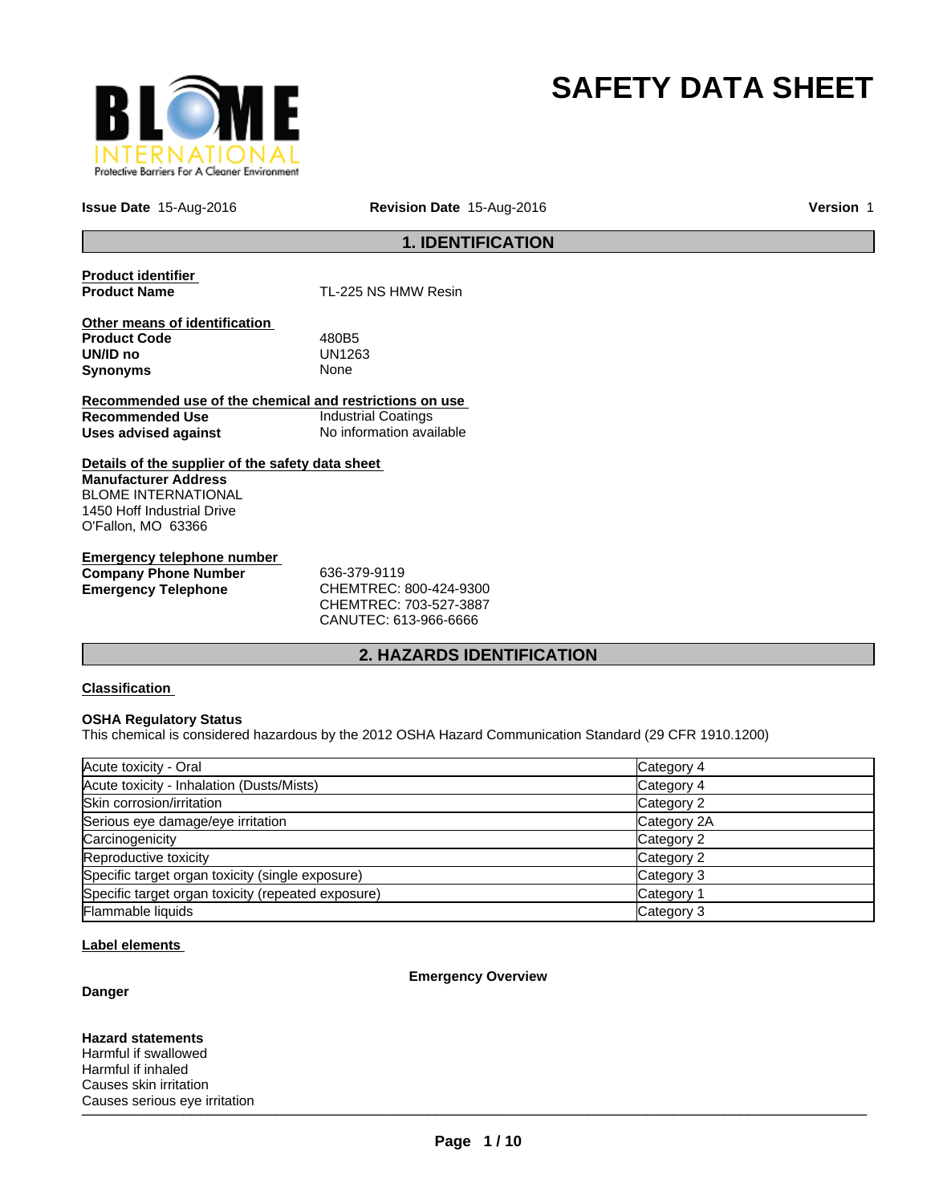# SAFETY DATA SHEET

**Issue Date** 15-Aug-2016 **Revision Date** 15-Aug-2016 **Version** 1

## 1. IDENTIFICATION

**Product identifier**

**Product Name** TL-225 NS HMW Resin

**Other means of identification**

**Product Code** 480B5
**UN/ID no** UN1263
**Synonyms** None

**Recommended use of the chemical and restrictions on use**

**Recommended Use** Industrial Coatings
**Uses advised against** No information available

**Details of the supplier of the safety data sheet**

**Manufacturer Address**
BLOME INTERNATIONAL
1450 Hoff Industrial Drive
O'Fallon, MO 63366

**Emergency telephone number**

**Company Phone Number** 636-379-9119
**Emergency Telephone** CHEMTREC: 800-424-9300
CHEMTREC: 703-527-3887
CANUTEC: 613-966-6666

## 2. HAZARDS IDENTIFICATION

**Classification**

**OSHA Regulatory Status**
This chemical is considered hazardous by the 2012 OSHA Hazard Communication Standard (29 CFR 1910.1200)

| | |
|---|---|
| Acute toxicity - Oral | Category 4 |
| Acute toxicity - Inhalation (Dusts/Mists) | Category 4 |
| Skin corrosion/irritation | Category 2 |
| Serious eye damage/eye irritation | Category 2A |
| Carcinogenicity | Category 2 |
| Reproductive toxicity | Category 2 |
| Specific target organ toxicity (single exposure) | Category 3 |
| Specific target organ toxicity (repeated exposure) | Category 1 |
| Flammable liquids | Category 3 |

**Label elements**

**Emergency Overview**

**Danger**

**Hazard statements**
Harmful if swallowed
Harmful if inhaled
Causes skin irritation
Causes serious eye irritation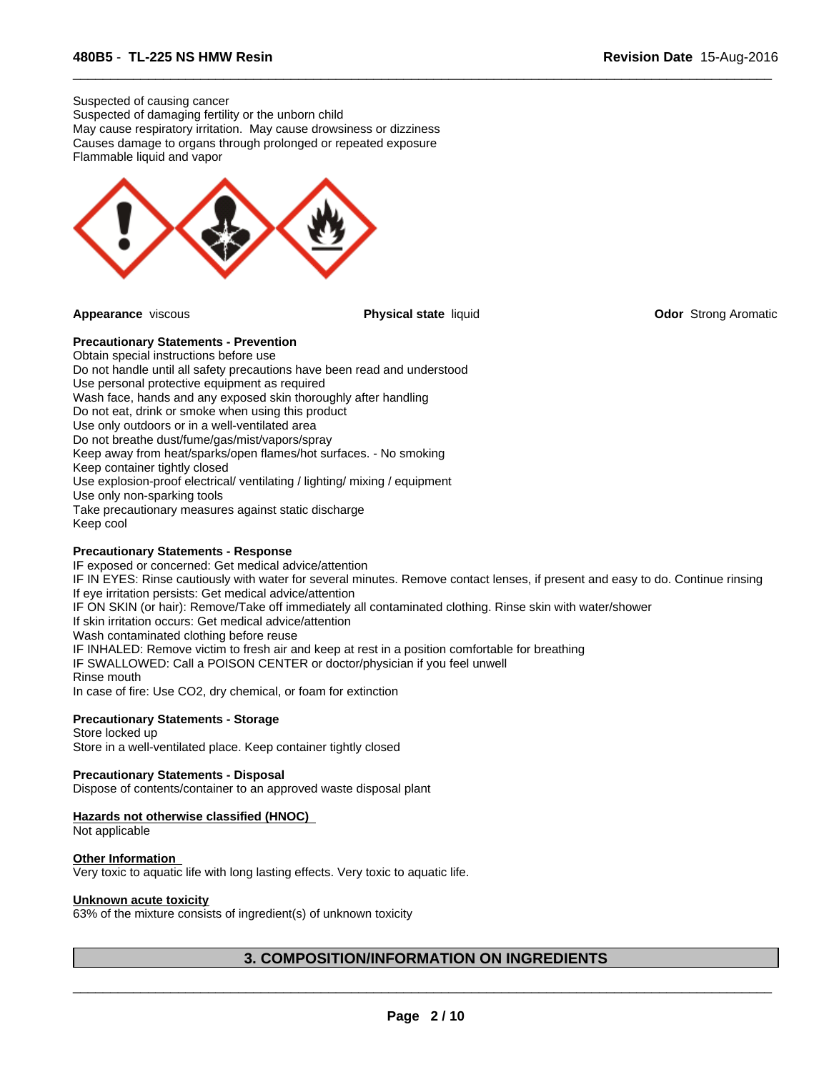Suspected of causing cancer
Suspected of damaging fertility or the unborn child
May cause respiratory irritation. May cause drowsiness or dizziness
Causes damage to organs through prolonged or repeated exposure
Flammable liquid and vapor

**Appearance** viscous

**Physical state** liquid

**Odor** Strong Aromatic

**Precautionary Statements - Prevention**
Obtain special instructions before use
Do not handle until all safety precautions have been read and understood
Use personal protective equipment as required
Wash face, hands and any exposed skin thoroughly after handling
Do not eat, drink or smoke when using this product
Use only outdoors or in a well-ventilated area
Do not breathe dust/fume/gas/mist/vapors/spray
Keep away from heat/sparks/open flames/hot surfaces. - No smoking
Keep container tightly closed
Use explosion-proof electrical/ ventilating / lighting/ mixing / equipment
Use only non-sparking tools
Take precautionary measures against static discharge
Keep cool

**Precautionary Statements - Response**
IF exposed or concerned: Get medical advice/attention
IF IN EYES: Rinse cautiously with water for several minutes. Remove contact lenses, if present and easy to do. Continue rinsing
If eye irritation persists: Get medical advice/attention
IF ON SKIN (or hair): Remove/Take off immediately all contaminated clothing. Rinse skin with water/shower
If skin irritation occurs: Get medical advice/attention
Wash contaminated clothing before reuse
IF INHALED: Remove victim to fresh air and keep at rest in a position comfortable for breathing
IF SWALLOWED: Call a POISON CENTER or doctor/physician if you feel unwell
Rinse mouth
In case of fire: Use CO2, dry chemical, or foam for extinction

**Precautionary Statements - Storage**
Store locked up
Store in a well-ventilated place. Keep container tightly closed

**Precautionary Statements - Disposal**
Dispose of contents/container to an approved waste disposal plant

**Hazards not otherwise classified (HNOC)**
Not applicable

**Other Information**
Very toxic to aquatic life with long lasting effects. Very toxic to aquatic life.

**Unknown acute toxicity**
63% of the mixture consists of ingredient(s) of unknown toxicity

## 3. COMPOSITION/INFORMATION ON INGREDIENTS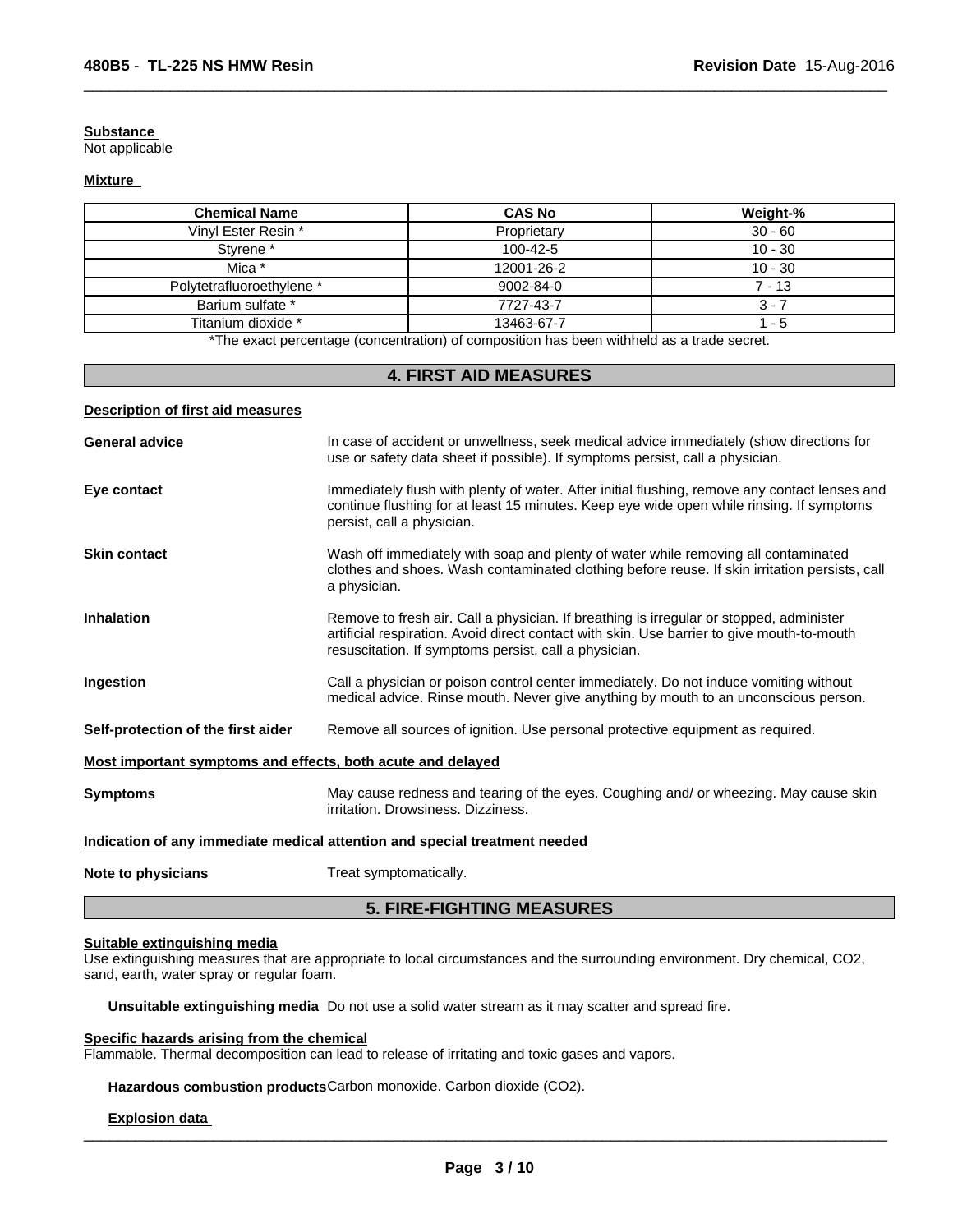**Substance**
Not applicable

**Mixture**

| Chemical Name | CAS No | Weight-% |
|---|---|---|
| Vinyl Ester Resin * | Proprietary | 30 - 60 |
| Styrene * | 100-42-5 | 10 - 30 |
| Mica * | 12001-26-2 | 10 - 30 |
| Polytetrafluoroethylene * | 9002-84-0 | 7 - 13 |
| Barium sulfate * | 7727-43-7 | 3 - 7 |
| Titanium dioxide * | 13463-67-7 | 1 - 5 |

*The exact percentage (concentration) of composition has been withheld as a trade secret.

## 4. FIRST AID MEASURES

**Description of first aid measures**

**General advice** In case of accident or unwellness, seek medical advice immediately (show directions for use or safety data sheet if possible). If symptoms persist, call a physician.

**Eye contact** Immediately flush with plenty of water. After initial flushing, remove any contact lenses and continue flushing for at least 15 minutes. Keep eye wide open while rinsing. If symptoms persist, call a physician.

**Skin contact** Wash off immediately with soap and plenty of water while removing all contaminated clothes and shoes. Wash contaminated clothing before reuse. If skin irritation persists, call a physician.

**Inhalation** Remove to fresh air. Call a physician. If breathing is irregular or stopped, administer artificial respiration. Avoid direct contact with skin. Use barrier to give mouth-to-mouth resuscitation. If symptoms persist, call a physician.

**Ingestion** Call a physician or poison control center immediately. Do not induce vomiting without medical advice. Rinse mouth. Never give anything by mouth to an unconscious person.

**Self-protection of the first aider** Remove all sources of ignition. Use personal protective equipment as required.

**Most important symptoms and effects, both acute and delayed**

**Symptoms** May cause redness and tearing of the eyes. Coughing and/ or wheezing. May cause skin irritation. Drowsiness. Dizziness.

**Indication of any immediate medical attention and special treatment needed**

**Note to physicians** Treat symptomatically.

## 5. FIRE-FIGHTING MEASURES

**Suitable extinguishing media**
Use extinguishing measures that are appropriate to local circumstances and the surrounding environment. Dry chemical, CO2, sand, earth, water spray or regular foam.

**Unsuitable extinguishing media** Do not use a solid water stream as it may scatter and spread fire.

**Specific hazards arising from the chemical**
Flammable. Thermal decomposition can lead to release of irritating and toxic gases and vapors.

**Hazardous combustion products** Carbon monoxide. Carbon dioxide (CO2).

**Explosion data**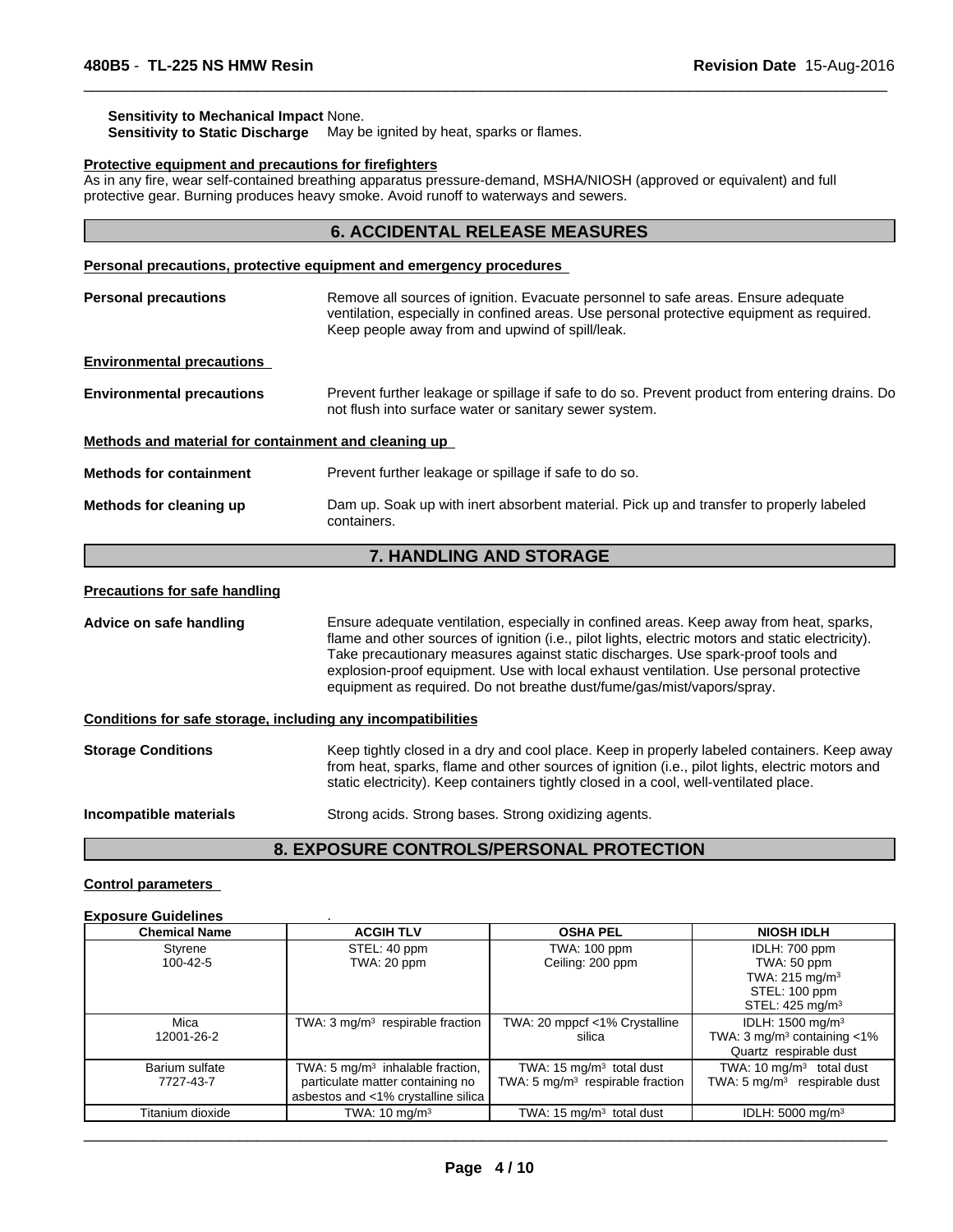**Sensitivity to Mechanical Impact** None.
**Sensitivity to Static Discharge** May be ignited by heat, sparks or flames.

**Protective equipment and precautions for firefighters**
As in any fire, wear self-contained breathing apparatus pressure-demand, MSHA/NIOSH (approved or equivalent) and full protective gear. Burning produces heavy smoke. Avoid runoff to waterways and sewers.

## 6. ACCIDENTAL RELEASE MEASURES

**Personal precautions, protective equipment and emergency procedures**

**Personal precautions** Remove all sources of ignition. Evacuate personnel to safe areas. Ensure adequate ventilation, especially in confined areas. Use personal protective equipment as required. Keep people away from and upwind of spill/leak.

**Environmental precautions**

**Environmental precautions** Prevent further leakage or spillage if safe to do so. Prevent product from entering drains. Do not flush into surface water or sanitary sewer system.

**Methods and material for containment and cleaning up**

**Methods for containment** Prevent further leakage or spillage if safe to do so.

**Methods for cleaning up** Dam up. Soak up with inert absorbent material. Pick up and transfer to properly labeled containers.

## 7. HANDLING AND STORAGE

**Precautions for safe handling**

**Advice on safe handling** Ensure adequate ventilation, especially in confined areas. Keep away from heat, sparks, flame and other sources of ignition (i.e., pilot lights, electric motors and static electricity). Take precautionary measures against static discharges. Use spark-proof tools and explosion-proof equipment. Use with local exhaust ventilation. Use personal protective equipment as required. Do not breathe dust/fume/gas/mist/vapors/spray.

**Conditions for safe storage, including any incompatibilities**

**Storage Conditions** Keep tightly closed in a dry and cool place. Keep in properly labeled containers. Keep away from heat, sparks, flame and other sources of ignition (i.e., pilot lights, electric motors and static electricity). Keep containers tightly closed in a cool, well-ventilated place.

**Incompatible materials** Strong acids. Strong bases. Strong oxidizing agents.

## 8. EXPOSURE CONTROLS/PERSONAL PROTECTION

**Control parameters**

**Exposure Guidelines** .

| Chemical Name | ACGIH TLV | OSHA PEL | NIOSH IDLH |
|---|---|---|---|
| Styrene<br>100-42-5 | STEL: 40 ppm<br>TWA: 20 ppm | TWA: 100 ppm<br>Ceiling: 200 ppm | IDLH: 700 ppm<br>TWA: 50 ppm<br>TWA: 215 mg/m³<br>STEL: 100 ppm<br>STEL: 425 mg/m³ |
| Mica<br>12001-26-2 | TWA: 3 mg/m³ respirable fraction | TWA: 20 mppcf <1% Crystalline silica | IDLH: 1500 mg/m³<br>TWA: 3 mg/m³ containing <1% Quartz respirable dust |
| Barium sulfate<br>7727-43-7 | TWA: 5 mg/m³ inhalable fraction, particulate matter containing no asbestos and <1% crystalline silica | TWA: 15 mg/m³ total dust<br>TWA: 5 mg/m³ respirable fraction | TWA: 10 mg/m³ total dust<br>TWA: 5 mg/m³ respirable dust |
| Titanium dioxide | TWA: 10 mg/m³ | TWA: 15 mg/m³ total dust | IDLH: 5000 mg/m³ |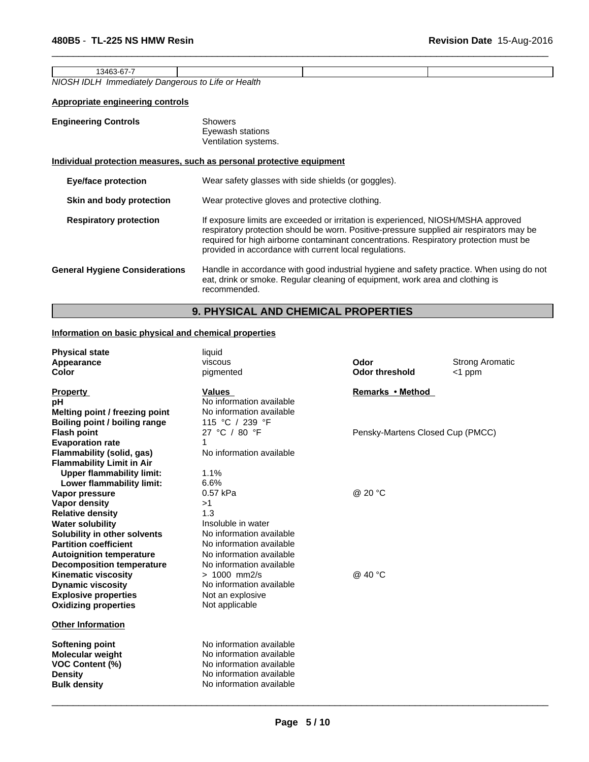| 13463-67-7 | | | |
|---|---|---|---|

*NIOSH IDLH Immediately Dangerous to Life or Health*

**Appropriate engineering controls**

**Engineering Controls**
Showers
Eyewash stations
Ventilation systems.

**Individual protection measures, such as personal protective equipment**

**Eye/face protection** Wear safety glasses with side shields (or goggles).

**Skin and body protection** Wear protective gloves and protective clothing.

**Respiratory protection** If exposure limits are exceeded or irritation is experienced, NIOSH/MSHA approved respiratory protection should be worn. Positive-pressure supplied air respirators may be required for high airborne contaminant concentrations. Respiratory protection must be provided in accordance with current local regulations.

**General Hygiene Considerations** Handle in accordance with good industrial hygiene and safety practice. When using do not eat, drink or smoke. Regular cleaning of equipment, work area and clothing is recommended.

## 9. PHYSICAL AND CHEMICAL PROPERTIES

**Information on basic physical and chemical properties**

| | | | |
|---|---|---|---|
| **Physical state** | liquid | | |
| **Appearance** | viscous | **Odor** | Strong Aromatic |
| **Color** | pigmented | **Odor threshold** | <1 ppm |

| **Property** | **Values** | **Remarks • Method** |
|---|---|---|
| **pH** | No information available | |
| **Melting point / freezing point** | No information available | |
| **Boiling point / boiling range** | 115 °C / 239 °F | |
| **Flash point** | 27 °C / 80 °F | Pensky-Martens Closed Cup (PMCC) |
| **Evaporation rate** | 1 | |
| **Flammability (solid, gas)** | No information available | |
| **Flammability Limit in Air** | | |
| **Upper flammability limit:** | 1.1% | |
| **Lower flammability limit:** | 6.6% | |
| **Vapor pressure** | 0.57 kPa | @ 20 °C |
| **Vapor density** | >1 | |
| **Relative density** | 1.3 | |
| **Water solubility** | Insoluble in water | |
| **Solubility in other solvents** | No information available | |
| **Partition coefficient** | No information available | |
| **Autoignition temperature** | No information available | |
| **Decomposition temperature** | No information available | |
| **Kinematic viscosity** | > 1000 mm2/s | @ 40 °C |
| **Dynamic viscosity** | No information available | |
| **Explosive properties** | Not an explosive | |
| **Oxidizing properties** | Not applicable | |

**Other Information**

| | |
|---|---|
| **Softening point** | No information available |
| **Molecular weight** | No information available |
| **VOC Content (%)** | No information available |
| **Density** | No information available |
| **Bulk density** | No information available |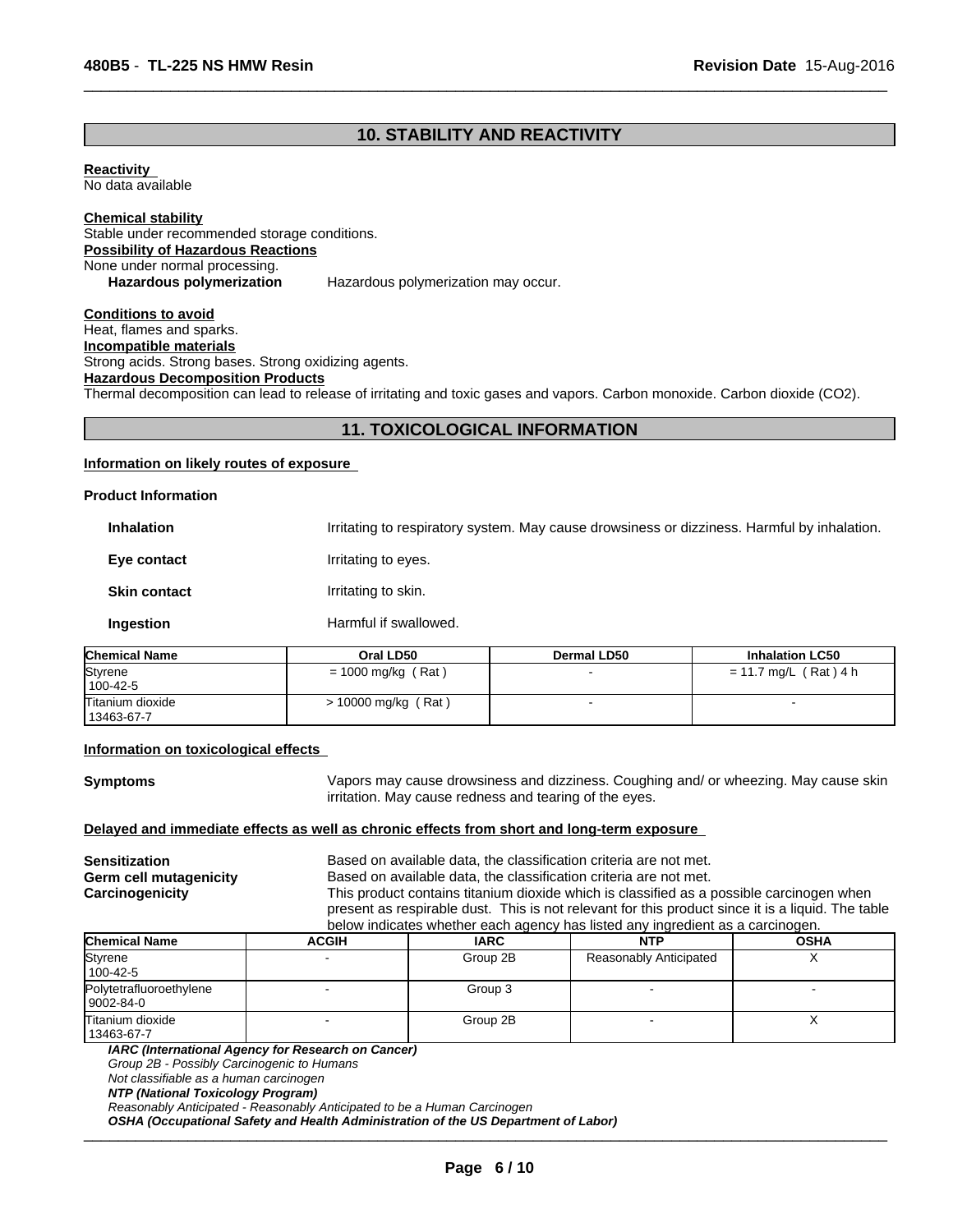## 10. STABILITY AND REACTIVITY

**Reactivity**
No data available

**Chemical stability**
Stable under recommended storage conditions.

**Possibility of Hazardous Reactions**
None under normal processing.

**Hazardous polymerization** Hazardous polymerization may occur.

**Conditions to avoid**
Heat, flames and sparks.

**Incompatible materials**
Strong acids. Strong bases. Strong oxidizing agents.

**Hazardous Decomposition Products**
Thermal decomposition can lead to release of irritating and toxic gases and vapors. Carbon monoxide. Carbon dioxide ($CO_2$).

## 11. TOXICOLOGICAL INFORMATION

**Information on likely routes of exposure**

**Product Information**

**Inhalation** Irritating to respiratory system. May cause drowsiness or dizziness. Harmful by inhalation.

**Eye contact** Irritating to eyes.

**Skin contact** Irritating to skin.

**Ingestion** Harmful if swallowed.

| Chemical Name | Oral LD50 | Dermal LD50 | Inhalation LC50 |
|---|---|---|---|
| Styrene<br>100-42-5 | = 1000 mg/kg ( Rat ) | - | = 11.7 mg/L ( Rat ) 4 h |
| Titanium dioxide<br>13463-67-7 | > 10000 mg/kg ( Rat ) | - | - |

**Information on toxicological effects**

**Symptoms** Vapors may cause drowsiness and dizziness. Coughing and/ or wheezing. May cause skin irritation. May cause redness and tearing of the eyes.

**Delayed and immediate effects as well as chronic effects from short and long-term exposure**

**Sensitization** Based on available data, the classification criteria are not met.

**Germ cell mutagenicity** Based on available data, the classification criteria are not met.

**Carcinogenicity** This product contains titanium dioxide which is classified as a possible carcinogen when present as respirable dust. This is not relevant for this product since it is a liquid. The table below indicates whether each agency has listed any ingredient as a carcinogen.

| Chemical Name | ACGIH | IARC | NTP | OSHA |
|---|---|---|---|---|
| Styrene<br>100-42-5 | - | Group 2B | Reasonably Anticipated | X |
| Polytetrafluoroethylene<br>9002-84-0 | - | Group 3 | - | - |
| Titanium dioxide<br>13463-67-7 | - | Group 2B | - | X |

***IARC (International Agency for Research on Cancer)***
*Group 2B - Possibly Carcinogenic to Humans*
*Not classifiable as a human carcinogen*
***NTP (National Toxicology Program)***
*Reasonably Anticipated - Reasonably Anticipated to be a Human Carcinogen*
***OSHA (Occupational Safety and Health Administration of the US Department of Labor)***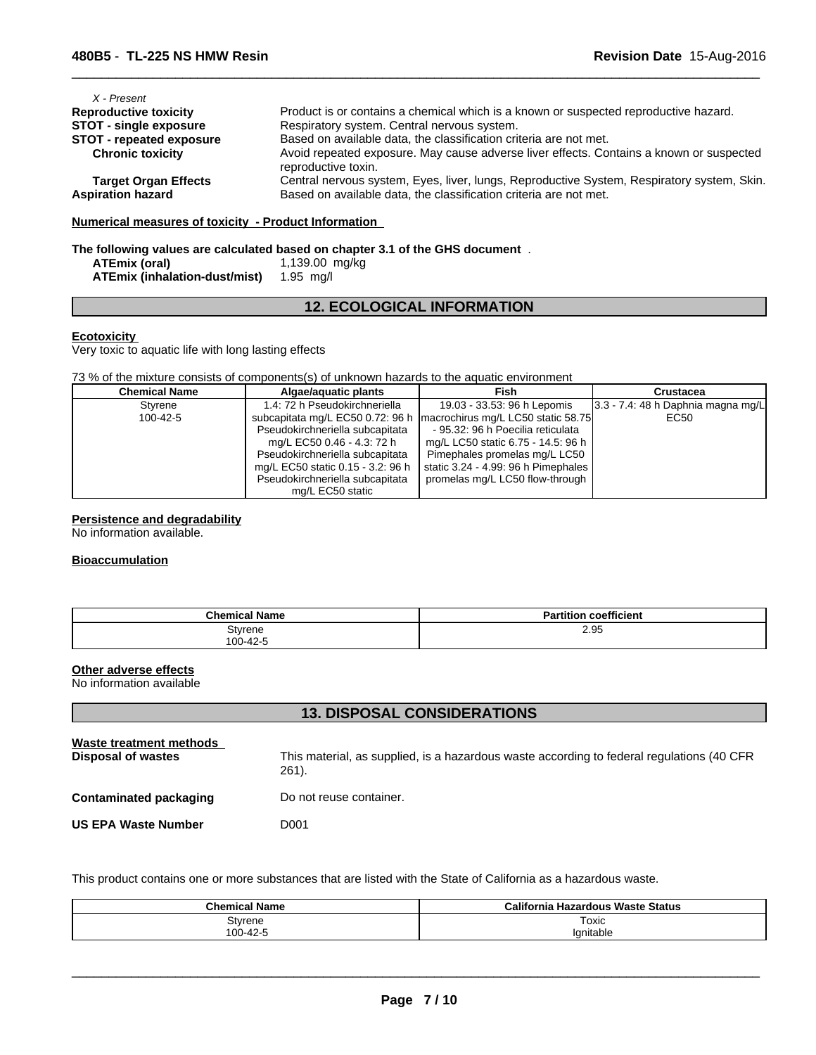*X - Present*

**Reproductive toxicity** Product is or contains a chemical which is a known or suspected reproductive hazard.

**STOT - single exposure** Respiratory system. Central nervous system.

**STOT - repeated exposure** Based on available data, the classification criteria are not met.

**Chronic toxicity** Avoid repeated exposure. May cause adverse liver effects. Contains a known or suspected reproductive toxin.

**Target Organ Effects** Central nervous system, Eyes, liver, lungs, Reproductive System, Respiratory system, Skin.

**Aspiration hazard** Based on available data, the classification criteria are not met.

**Numerical measures of toxicity - Product Information**

**The following values are calculated based on chapter 3.1 of the GHS document** .

**ATEmix (oral)** 1,139.00 mg/kg

**ATEmix (inhalation-dust/mist)** 1.95 mg/l

## 12. ECOLOGICAL INFORMATION

**Ecotoxicity**

Very toxic to aquatic life with long lasting effects

73 % of the mixture consists of components(s) of unknown hazards to the aquatic environment

| Chemical Name | Algae/aquatic plants | Fish | Crustacea |
|---|---|---|---|
| Styrene<br>100-42-5 | 1.4: 72 h Pseudokirchneriella subcapitata mg/L EC50 0.72: 96 h Pseudokirchneriella subcapitata mg/L EC50 0.46 - 4.3: 72 h Pseudokirchneriella subcapitata mg/L EC50 static 0.15 - 3.2: 96 h Pseudokirchneriella subcapitata mg/L EC50 static | 19.03 - 33.53: 96 h Lepomis macrochirus mg/L LC50 static 58.75 - 95.32: 96 h Poecilia reticulata mg/L LC50 static 6.75 - 14.5: 96 h Pimephales promelas mg/L LC50 static 3.24 - 4.99: 96 h Pimephales promelas mg/L LC50 flow-through | 3.3 - 7.4: 48 h Daphnia magna mg/L EC50 |

**Persistence and degradability**

No information available.

**Bioaccumulation**

| Chemical Name | Partition coefficient |
|---|---|
| Styrene<br>100-42-5 | 2.95 |

**Other adverse effects**

No information available

## 13. DISPOSAL CONSIDERATIONS

**Waste treatment methods**

**Disposal of wastes** This material, as supplied, is a hazardous waste according to federal regulations (40 CFR 261).

**Contaminated packaging** Do not reuse container.

**US EPA Waste Number** D001

This product contains one or more substances that are listed with the State of California as a hazardous waste.

| Chemical Name | California Hazardous Waste Status |
|---|---|
| Styrene<br>100-42-5 | Toxic<br>Ignitable |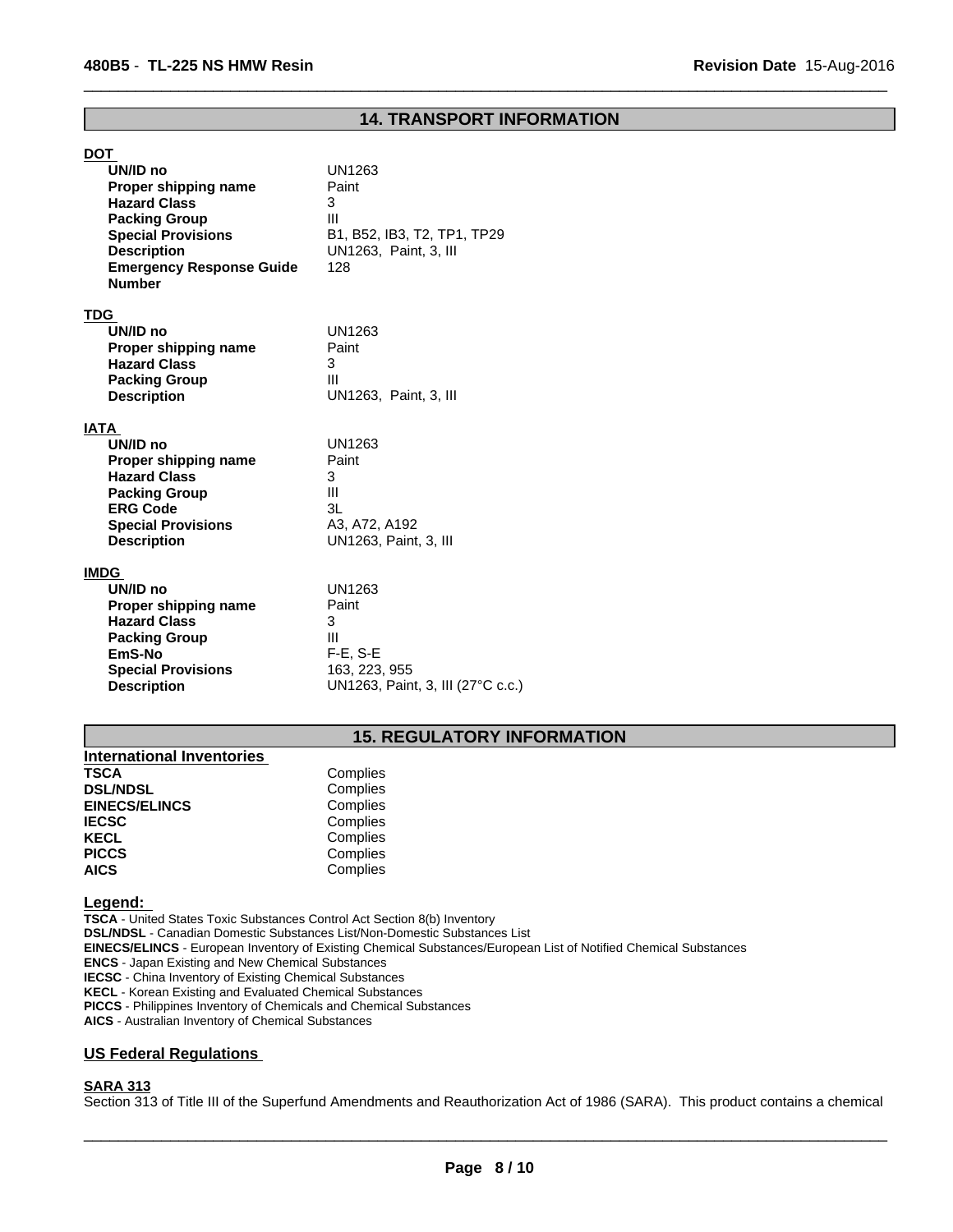## 14. TRANSPORT INFORMATION

**DOT**

| | |
|---|---|
| **UN/ID no** | UN1263 |
| **Proper shipping name** | Paint |
| **Hazard Class** | 3 |
| **Packing Group** | III |
| **Special Provisions** | B1, B52, IB3, T2, TP1, TP29 |
| **Description** | UN1263, Paint, 3, III |
| **Emergency Response Guide Number** | 128 |

**TDG**

| | |
|---|---|
| **UN/ID no** | UN1263 |
| **Proper shipping name** | Paint |
| **Hazard Class** | 3 |
| **Packing Group** | III |
| **Description** | UN1263, Paint, 3, III |

**IATA**

| | |
|---|---|
| **UN/ID no** | UN1263 |
| **Proper shipping name** | Paint |
| **Hazard Class** | 3 |
| **Packing Group** | III |
| **ERG Code** | 3L |
| **Special Provisions** | A3, A72, A192 |
| **Description** | UN1263, Paint, 3, III |

**IMDG**

| | |
|---|---|
| **UN/ID no** | UN1263 |
| **Proper shipping name** | Paint |
| **Hazard Class** | 3 |
| **Packing Group** | III |
| **EmS-No** | F-E, S-E |
| **Special Provisions** | 163, 223, 955 |
| **Description** | UN1263, Paint, 3, III (27°C c.c.) |

## 15. REGULATORY INFORMATION

**International Inventories**

| | |
|---|---|
| **TSCA** | Complies |
| **DSL/NDSL** | Complies |
| **EINECS/ELINCS** | Complies |
| **IECSC** | Complies |
| **KECL** | Complies |
| **PICCS** | Complies |
| **AICS** | Complies |

**Legend:**

**TSCA** - United States Toxic Substances Control Act Section 8(b) Inventory
**DSL/NDSL** - Canadian Domestic Substances List/Non-Domestic Substances List
**EINECS/ELINCS** - European Inventory of Existing Chemical Substances/European List of Notified Chemical Substances
**ENCS** - Japan Existing and New Chemical Substances
**IECSC** - China Inventory of Existing Chemical Substances
**KECL** - Korean Existing and Evaluated Chemical Substances
**PICCS** - Philippines Inventory of Chemicals and Chemical Substances
**AICS** - Australian Inventory of Chemical Substances

### US Federal Regulations

**SARA 313**

Section 313 of Title III of the Superfund Amendments and Reauthorization Act of 1986 (SARA). This product contains a chemical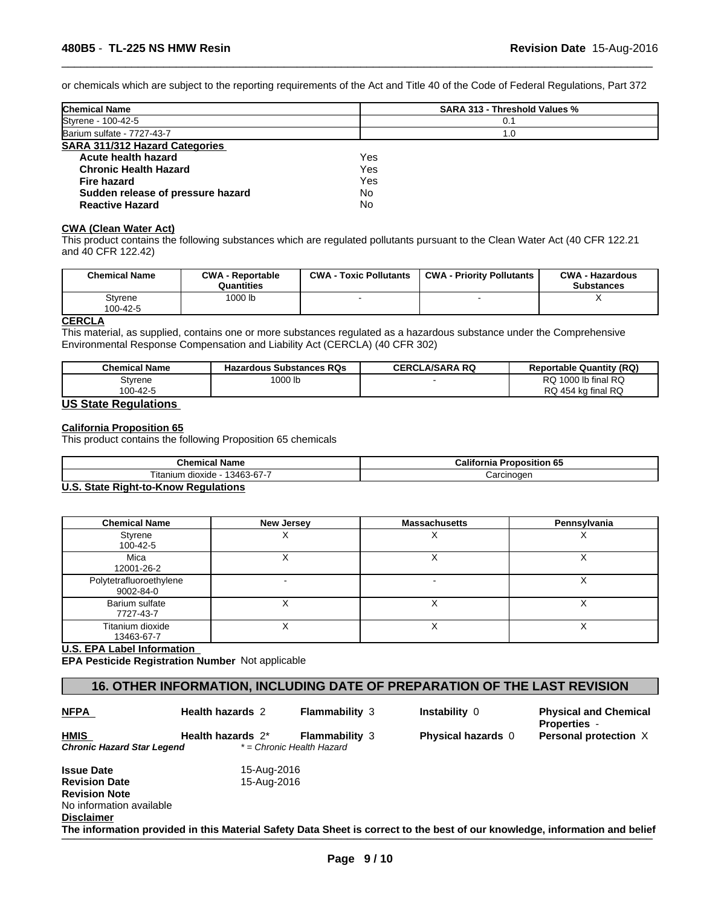or chemicals which are subject to the reporting requirements of the Act and Title 40 of the Code of Federal Regulations, Part 372

| Chemical Name | SARA 313 - Threshold Values % |
|---|---|
| Styrene - 100-42-5 | 0.1 |
| Barium sulfate - 7727-43-7 | 1.0 |

**SARA 311/312 Hazard Categories**

| | |
|---|---|
| **Acute health hazard** | Yes |
| **Chronic Health Hazard** | Yes |
| **Fire hazard** | Yes |
| **Sudden release of pressure hazard** | No |
| **Reactive Hazard** | No |

**CWA (Clean Water Act)**

This product contains the following substances which are regulated pollutants pursuant to the Clean Water Act (40 CFR 122.21 and 40 CFR 122.42)

| Chemical Name | CWA - Reportable Quantities | CWA - Toxic Pollutants | CWA - Priority Pollutants | CWA - Hazardous Substances |
|---|---|---|---|---|
| Styrene 100-42-5 | 1000 lb | - | - | X |

**CERCLA**

This material, as supplied, contains one or more substances regulated as a hazardous substance under the Comprehensive Environmental Response Compensation and Liability Act (CERCLA) (40 CFR 302)

| Chemical Name | Hazardous Substances RQs | CERCLA/SARA RQ | Reportable Quantity (RQ) |
|---|---|---|---|
| Styrene 100-42-5 | 1000 lb | - | RQ 1000 lb final RQ RQ 454 kg final RQ |

**US State Regulations**

**California Proposition 65**

This product contains the following Proposition 65 chemicals

| Chemical Name | California Proposition 65 |
|---|---|
| Titanium dioxide - 13463-67-7 | Carcinogen |

**U.S. State Right-to-Know Regulations**

| Chemical Name | New Jersey | Massachusetts | Pennsylvania |
|---|---|---|---|
| Styrene 100-42-5 | X | X | X |
| Mica 12001-26-2 | X | X | X |
| Polytetrafluoroethylene 9002-84-0 | - | - | X |
| Barium sulfate 7727-43-7 | X | X | X |
| Titanium dioxide 13463-67-7 | X | X | X |

**U.S. EPA Label Information**

**EPA Pesticide Registration Number** Not applicable

## 16. OTHER INFORMATION, INCLUDING DATE OF PREPARATION OF THE LAST REVISION

| | | | | |
|---|---|---|---|---|
| **NFPA** | **Health hazards** 2 | **Flammability** 3 | **Instability** 0 | **Physical and Chemical Properties** - |
| **HMIS** | **Health hazards** 2* | **Flammability** 3 | **Physical hazards** 0 | **Personal protection** X |
| ***Chronic Hazard Star Legend*** | *\* = Chronic Health Hazard* | | | |

**Issue Date** 15-Aug-2016
**Revision Date** 15-Aug-2016
**Revision Note**
No information available

**Disclaimer**

**The information provided in this Material Safety Data Sheet is correct to the best of our knowledge, information and belief**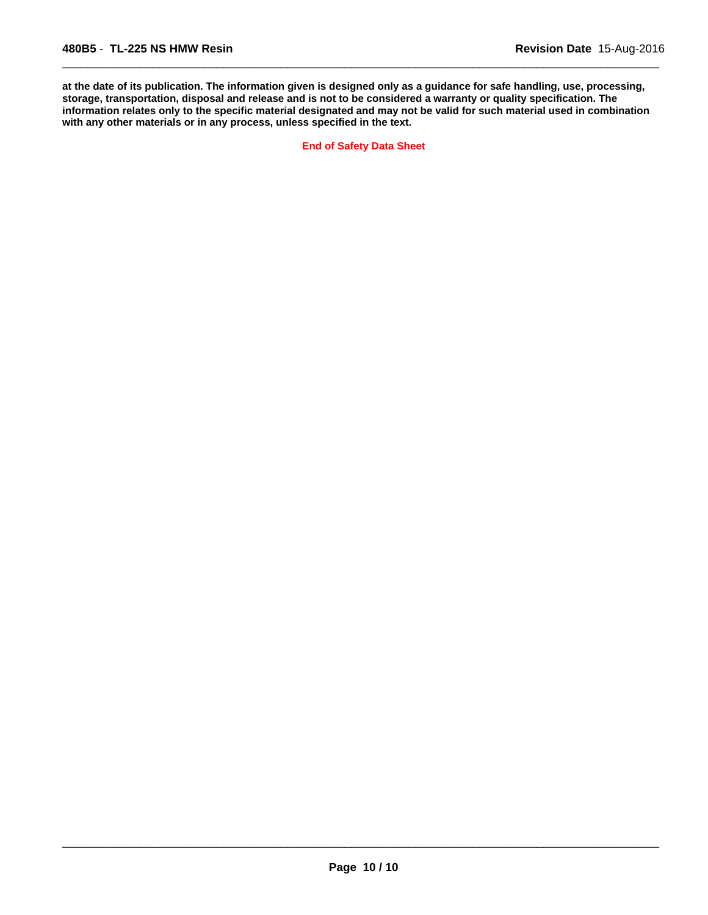**at the date of its publication. The information given is designed only as a guidance for safe handling, use, processing, storage, transportation, disposal and release and is not to be considered a warranty or quality specification. The information relates only to the specific material designated and may not be valid for such material used in combination with any other materials or in any process, unless specified in the text.**

**End of Safety Data Sheet**